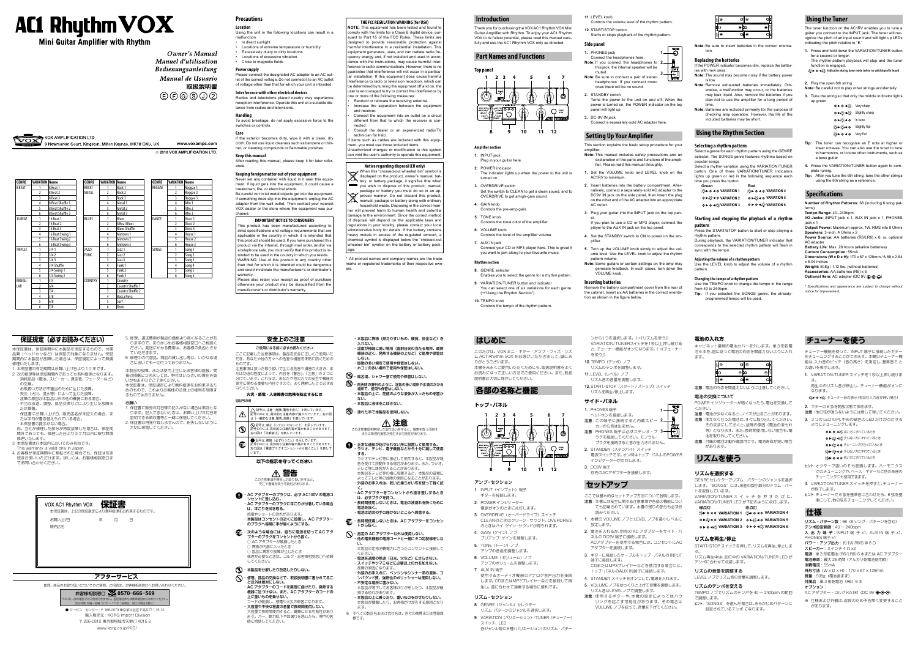# AC1 Rhythm VOX

## Mini Guitar Amplifier with Rhythm

*Owner's Manual*
*Manuel d'utilisation*
*Bedienungsanleitung*
*Manual de Usuario*
取扱説明書

Ⓔ Ⓕ Ⓖ Ⓢ Ⓙ ②

VOX AMPLIFICATION LTD.
9 Newmarket Court, Kingston, Milton Keynes, MK10 0AU, UK
www.voxamps.com

© 2010 VOX AMPLIFICATION LTD.

| GENRE | VARIATION | Name |
|---|---|---|
| 8 BEAT | 1 | 8 Beat 1 |
| | 2 | 8 Beat 2 |
| | 3 | 8 Beat 3 |
| | 4 | 8 Beat Shuffle 1 |
| | 5 | 8 Beat Shuffle 2 |
| | 6 | 8 Beat Shuffle 3 |
| 16 BEAT | 1 | 16 Beat 1 |
| | 2 | 16 Beat 2 |
| | 3 | 16 Beat 3 |
| | 4 | 16 Beat Swing 1 |
| | 5 | 16 Beat Swing 2 |
| | 6 | 16 Beat Swing 3 |
| TRIPLET | 1 | 3/4 1 |
| | 2 | 3/4 2 |
| | 3 | 3/4 3 |
| | 4 | 3/4 Shuffle |
| | 5 | 3/4 Swing 1 |
| | 6 | 3/4 Swing 2 |
| IRREGULAR | 1 | 5/4 |
| | 2 | 6/4 |
| | 3 | 7/4 |
| | 4 | 5/8 |
| | 5 | 6/8 |
| | 6 | 7/8 |

| GENRE | VARIATION | Name |
|---|---|---|
| ROCK/METAL | 1 | Rock 1 |
| | 2 | Rock 2 |
| | 3 | Rock 3 |
| | 4 | Metal 1 |
| | 5 | Metal 2 |
| | 6 | Metal 3 |
| BLUES | 1 | Blues |
| | 2 | 8 Beat Blues |
| | 3 | Blues Shuffle |
| | 4 | Motown 1 |
| | 5 | Motown 2 |
| | 6 | Motown 3 |
| JAZZ/FUNK | 1 | Jazz 1 |
| | 2 | Jazz 2 |
| | 3 | Jazz 3 |
| | 4 | Funk 1 |
| | 5 | Funk 2 |
| | 6 | Funk 3 |
| COUNTRY | 1 | Country |
| | 2 | Country Shuffle 1 |
| | 3 | Country Shuffle 2 |
| | 4 | Bossa Nova |
| | 5 | Surf |
| | 6 | Dodo |

| GENRE | VARIATION | Name |
|---|---|---|
| REGGAE | 1 | Reggae 1 |
| | 2 | Reggae 2 |
| | 3 | Reggae 3 |
| | 4 | Afro 1 |
| | 5 | Afro 2 |
| | 6 | Afro 3 |
| DANCE | 1 | Disco 1 |
| | 2 | Disco 2 |
| | 3 | Disco 3 |
| | 4 | House 1 |
| | 5 | House 2 |
| | 6 | House 3 |
| SONGS | 1 | Song 1 |
| | 2 | Song 2 |
| | 3 | Song 3 |
| | 4 | Song 4 |
| | 5 | Song 5 |
| | 6 | Song 6 |

## Precautions

### Location

Using the unit in the following locations can result in a malfunction.

- In direct sunlight
- Locations of extreme temperature or humidity
- Excessively dusty or dirty locations
- Locations of excessive vibration
- Close to magnetic fields

### Power supply

Please connect the designated AC adapter to an AC outlet of the correct voltage. Do not connect it to an AC outlet of voltage other than that for which your unit is intended.

### Interference with other electrical devices

Radios and televisions placed nearby may experience reception interference. Operate this unit at a suitable distance from radios and televisions.

### Handling

To avoid breakage, do not apply excessive force to the switches or controls.

### Care

If the exterior becomes dirty, wipe it with a clean, dry cloth. Do not use liquid cleaners such as benzene or thinner, or cleaning compounds or flammable polishes.

### Keep this manual

After reading this manual, please keep it for later reference.

### Keeping foreign matter out of your equipment

Never set any container with liquid in it near this equipment. If liquid gets into the equipment, it could cause a breakdown, fire, or electrical shock.

Be careful not to let metal objects get into the equipment. If something does slip into the equipment, unplug the AC adapter from the wall outlet. Then contact your nearest VOX dealer or the store where the equipment was purchased.

### IMPORTANT NOTICE TO CONSUMERS

This product has been manufactured according to strict specifications and voltage requirements that are applicable in the country in which it is intended that this product should be used. If you have purchased this product via the internet, through mail order, and/or via a telephone sale, you must verify that this product is intended to be used in the country in which you reside.

WARNING: Use of this product in any country other than that for which it is intended could be dangerous and could invalidate the manufacturer's or distributor's warranty.

Please also retain your receipt as proof of purchase otherwise your product may be disqualified from the manufacturer's or distributor's warranty.

### THE FCC REGULATION WARNING (for USA)

**NOTE:** This equipment has been tested and found to comply with the limits for a Class B digital device, pursuant to Part 15 of the FCC Rules. These limits are designed to provide reasonable protection against harmful interference in a residential installation. This equipment generates, uses, and can radiate radio frequency energy and, if not installed and used in accordance with the instructions, may cause harmful interference to radio communications. However, there is no guarantee that interference will not occur in a particular installation. If this equipment does cause harmful interference to radio or television reception, which can be determined by turning the equipment off and on, the user is encouraged to try to correct the interference by one or more of the following measures:

- Reorient or relocate the receiving antenna.
- Increase the separation between the equipment and receiver.
- Connect the equipment into an outlet on a circuit different from that to which the receiver is connected.
- Consult the dealer or an experienced radio/TV technician for help.

If items such as cables are included with this equipment, you must use those included items.

Unauthorized changes or modification to this system can void the user's authority to operate this equipment.

### Notice regarding disposal (EU only)

When this "crossed-out wheeled bin" symbol is displayed on the product, owner's manual, battery, or battery package, it signifies that when you wish to dispose of this product, manual, package or battery you must do so in an approved manner. Do not discard this product, manual, package or battery along with ordinary household waste. Disposing in the correct manner will prevent harm to human health and potential damage to the environment. Since the correct method of disposal will depend on the applicable laws and regulations in your locality, please contact your local administrative body for details. If the battery contains heavy metals in excess of the regulated amount, a chemical symbol is displayed below the "crossed-out wheeled bin" symbol on the battery or battery package.

\* All product names and company names are the trademarks or registered trademarks of their respective owners.

## Introduction

Thank you for purchasing the VOX AC1 Rhythm VOX Mini Guitar Amplifier with Rhythm. To enjoy your AC1 Rhythm VOX to its fullest potential, please read this manual carefully and use the AC1 Rhythm VOX only as directed.

## Part Names and Functions

### Top panel

#### Amplifier section

1. **INPUT** jack
   Plug in your guitar here.
2. **POWER** indicator
   The indicator lights up when the power to the unit is turned on.
3. **OVERDRIVE** switch
   Set the switch to CLEAN to get a clean sound, and to OVERDRIVE to get a high-gain sound.
4. **GAIN** knob
   Controls the pre-amp gain.
5. **TONE** knob
   Controls the tonal color of the amplifier.
6. **VOLUME** knob
   Controls the level of the amplifier volume.
7. **AUX IN** jack
   Connect your CD or MP3 player here. This is great if you want to jam along to your favourite music.

#### Rhythm section

8. **GENRE** selector
   Enables you to select the genre for a rhythm pattern.
9. **VARIATION/TUNER** button and indicator
   You can select one of six variations for each genre. (→"Using the Rhythm Section")
10. **TEMPO** knob
    Controls the tempo of the rhythm pattern.
11. **LEVEL** knob
    Controls the volume level of the rhythm pattern.
12. **START/STOP** button
    Starts or stops playback of the rhythm pattern.

### Side panel

1. **PHONES** jack
   Connect the headphones here.
   **Note:** If you connect the headphones to this jack, the internal speaker will be muted.
   **Note:** Be sure to connect a pair of stereo headphones. If you connect mono ones there will be no sound.
2. **STANDBY** switch
   Turns the power to the unit on and off. When the power is turned on, the POWER indicator on the top panel will light up.
3. **DC-9V IN** jack
   Connect a separately-sold AC adapter here.

## Setting Up Your Amplifier

This section explains the basic setup procedure for your amplifier.

**Note:** This manual includes safety precautions and an explanation of the parts and functions of the amplifier. Please read this manual thoroughly.

1. Set the VOLUME knob and LEVEL knob on the AC1RV to minimum.
2. Insert batteries into the battery compartment. Alternatively, connect a separately-sold AC adapter to the DC9V IN jack on the side panel, then insert the plug on the other end of the AC adapter into an appropriate AC outlet.
3. Plug your guitar into the INPUT jack on the top panel.
   If you plan to use a CD or MP3 player, connect the player to the AUX IN jack on the top panel.
4. Set the STANDBY switch to ON to power on the amplifier.
5. Turn up the VOLUME knob slowly to adjust the volume level. Use the LEVEL knob to adjust the rhythm pattern volume.

**Note:** Some guitars or certain settings on the amp may generate feedback. In such cases, turn down the VOLUME knob.

### Inserting batteries

Remove the battery compartment cover from the rear of the cabinet. Insert six AA batteries in the correct orientation as shown in the figure below.

**Note:** Be sure to insert batteries in the correct orientation.

### Replacing the batteries

If the POWER indicator becomes dim, replace the batteries with new ones.

**Note:** The sound may become noisy if the battery power is low.

**Note:** Remove exhausted batteries immediately. Otherwise, a malfunction may occur, or the batteries may leak liquid. Also, remove the batteries if you plan not to use the amplifier for a long period of time.

**Note:** Batteries are included primarily for the purpose of checking amp operation. However, the life of the included batteries may be short.

## Using the Rhythm Section

### Selecting a rhythm pattern

Select a genre for each rhythm pattern using the GENRE selector. The SONGS genre features rhythms based on popular songs.

Select a rhythm variation using the VARIATION/TUNER button. One of three VARIATION/TUNER indicators lights up green or red in the following sequence each time you press the button.

| Green | Red |
|---|---|
| VARIATION 1 | VARIATION 4 |
| VARIATION 2 | VARIATION 5 |
| VARIATION 3 | VARIATION 6 |

### Starting and stopping the playback of a rhythm pattern

Press the START/STOP button to start or stop playing a rhythm pattern.

During playback, the VARIATION/TUNER indicator that corresponds to the selected rhythm pattern will flash in sync with the tempo.

#### Adjusting the volume of a rhythm pattern

Use the LEVEL knob to adjust the volume of a rhythm pattern.

#### Changing the tempo of a rhythm pattern

Use the TEMPO knob to change the tempo in the range from 40 to 240bpm.

**Tip:** If you selected the SONGS genre, the already-programmed tempo will be used.

## Using the Tuner

The tuner function on the AC1RV enables you to tune a guitar you connect to the INPUT jack. The tuner will recognize the pitch of an input sound and will light up LEDs indicating the pitch relative to "E."

1. Press and hold down the VARIATION/TUNER button for a second or longer.
   The rhythm pattern playback will stop and the tuner function is engaged.
   Indication during tuner mode (when no valid signal is input)
2. Play the open 6th string.
   **Note:** Be careful not to play other strings accidentally.
3. Tune the string so that only the middle indicator lights up green.
   Very sharp
   Slightly sharp
   In tune
   Slightly flat
   Very flat

**Tip:** The tuner can recognize an E note at higher or lower octaves. You can also use the tuner to tune to harmonics, or to tune other instruments, such as a bass guitar.

4. Press the VARIATION/TUNER button again to complete tuning.

**Tip:** After you tune the 6th string, tune the other strings using the 6th string as a reference.

## Specifications

**Number of Rhythm Patterns:** 66 (including 6 song patterns)
**Tempo Range:** 40–240bpm
**I/O Jacks:** INPUT jack x 1, AUX IN jack x 1, PHONES jack x 1
**Output Power:** Maximum approx. 1W, RMS into 8 Ohms
**Speakers:** 3-inch, 4 Ohms x 2
**Power Source:** AA batteries (R6/LR6) x 6; or, optional AC adapter
**Battery Life:** Max. 26 hours (alkaline batteries)
**Current Consumption:** 55mA
**Dimensions (W x D x H):** 170 x 67 x 128mm / 6.69 x 2.64 x 5.04 inches
**Weight:** 508g / 1.12 lbs. (without batteries)
**Accessories:** AA batteries (R6) x 6
**Optional Item:** AC adapter (DC 9V)

\* *Specifications and appearance are subject to change without notice for improvement.*

---

## 保証規定（必ずお読みください）

本保証書は、保証期間中に本製品を保証するもので、付属品類（ヘッドホンなど）は保証の対象になりません。保証期間内に本製品が故障した場合は、保証規定によって無償修理いたします。

1. 本保証書の有効期間はお買い上げ日より１か年です。
2. 次の修理等は保証期間内であっても有料修理となります。
   - 消耗部品（電池、スピーカー、真空管、フェーダーなど）の交換。
   - お取扱い方法が不適当のために生じた故障。
   - 天災（火災、浸水等）によって生じた故障。
   - 故障の原因が本製品以外の他の機器にある場合。
   - 不当な改造、調整、部品交換などにより生じた故障または損傷。
   - 保証書にお買い上げ日、販売店名が未記入の場合、または字句が書き換えられている場合。
   - 本保証書の提示がない場合。
   尚、当社が修理した部分が再度故障した場合は、保証期間外であっても、修理した日より３か月以内に限り無償修理いたします。
3. 本保証書は日本国内においてのみ有効です。
   This warranty is valid only in Japan.
4. お客様が保証期間中に移転された場合でも、保証は引き続きお使いいただけます。詳しくは、お客様相談窓口までお問い合わせください。
5. 修理、運送費用が製品の価格より高くなることがありますので、あらかじめお客様相談窓口へご相談ください。発送にかかる費用は、お客様の負担とさせていただきます。
6. 修理中の代替品、商品の貸し出し等は、いかなる場合においても一切行っておりません。

本製品の故障、または使用上生じたお客様の直接、間接の損害につきましては、弊社は一切の責任を負いかねますのでご了承ください。

本保証書は、保証規定により無料修理をお約束するためのもので、これよりお客様の法律上の権利を制限するものではありません。

### お願い

1. 保証書に販売年月日等の記入がない場合は無効となります。記入できないときは、お買い上げ年月日を証明できる領収書等と一緒に保管してください。
2. 保証書は再発行致しませんので、紛失しないように大切に保管してください。

VOX AC1 Rhythm VOX **保証書**
本保証書は、上記の保証規定により無料修理をお約束するものです。

お買い上げ日　　年　　月　　日

販売店名

### アフターサービス

修理、商品のお取り扱いについてのご質問、ご相談は、お客様相談窓口へお問い合わせください。

**お客様相談窓口　0570-666-569**

PHS 等一部の電話ではご利用できません。固定電話または携帯電話からおかけください。
受付時間　月曜〜金曜　10:00〜17:00（祝祭日、窓口休業日を除く）

● サービス・センター：〒 168-0073 東京都杉並区下高井戸 1-15-12
輸入販売元：KORG Import Division
〒 206-0812 東京都稲城市矢野口 4015-2
www.korg.co.jp/KID/

## 安全上のご注意

### ご使用になる前に必ずお読みください

ここに記載した注意事項は、製品を安全に正しくご使用いただき、あなたや他の方々への危害や損害を未然に防ぐためのものです。

注意事項は誤った取り扱いで生じる危害や損害の大きさ、または切迫の程度によって、内容を「警告」、「注意」の２つに分けています。これらは、あなたや他の方々の安全や機器の保全に関わる重要な内容ですので、よく理解した上で必ずお守りください。

### 火災・感電・人身障害の危険を防止するには

#### 図記号の例

⚠ 記号は、注意（危険、警告を含む）を示しています。記号の中には、具体的な注意内容が描かれています。左の図は「一般的な注意、警告、危険」を表しています。

🛇 記号は、禁止（してはいけないこと）を示しています。記号の中には、具体的な注意内容が描かれることがあります。左の図は「分解禁止」を表しています。

● 記号は、強制（必ずすること）を示しています。記号の中には、具体的な注意内容が描かれることがあります。左の図は「電源プラグをコンセントから抜くこと」を表しています。

### 以下の指示を守ってください

#### ⚠ 警告

この注意事項を無視した取り扱いをすると、死亡や重傷を負う可能性が予想されます。

- ・AC アダプターのプラグは、必ず AC100V の電源コンセントに差し込む。
- ・AC アダプターのプラグにほこりが付着している場合は、ほこりを拭き取る。
  感電やショートの恐れがあります。
- ・本製品はコンセントの近くに設置し、AC アダプターのプラグへ容易に手が届くようにする。
- 次のような場合には、直ちに電源を切って AC アダプターのプラグをコンセントから抜く。
  - ○ AC アダプターが破損したとき
  - ○ 異物が内部に入ったとき
  - ○ 製品に異常や故障が生じたとき
  修理が必要なときは、コルグ・お客様相談窓口へ依頼してください。
- 本製品を分解したり改造したりしない。
- 修理／部品の交換などで、取扱説明書に書かれていること以外は絶対にしない。
- ・AC アダプターのコードを無理に曲げたり、発熱する機器に近づけない。また、AC アダプターのコードの上に重いものを載せない。
  コードが破損し、感電や火災の原因になります。
- 大音量や不快な程度の音量で長時間使用しない。
  大音量で長時間使用すると、難聴になる可能性があります。万一、聴力低下や耳鳴りを感じたら、専門の医師に相談してください。
- 本製品に異物（燃えやすいもの、硬貨、針金など）を入れない。
- 温度が極端に高い場所（直射日光の当たる場所、暖房機器の近く、発熱する機器の上など）で使用や保管はしない。
- 振動の多い場所で使用や保管はしない。
- ホコリの多い場所で使用や保管はしない。
- 風呂場、シャワー室で使用や保管はしない。
- 雨天時の野外のように、湿気の多い場所や水滴のかかる場所で、使用や保管はしない。
- 本製品の上に、花瓶のような液体が入ったものを置かない。
- 本製品に液体をこぼさない。
- 濡れた手で本製品を使用しない。

#### ⚠ 注意

この注意事項を無視した取り扱いをすると、傷害を負う可能性または物理的損害が発生する可能性があります。

- 正常な通気が妨げられない所に設置して使用する。
- ラジオ、テレビ、電子機器などから十分に離して使用する。
  ラジオやテレビ等に接近して使用すると、本製品が雑音を受けて誤動作する場合があります。また、ラジオ、テレビ等に雑音が入ることがあります。
  本製品をテレビ等の横に設置すると、本製品の磁場によってテレビ等の故障の原因になることがあります。
- 外装のお手入れは、乾いた柔らかい布を使って軽く拭く。
- ・AC アダプターをコンセントから抜き差しするときは、必ずプラグを持つ。
- 長時間使用しないときは、電池の液漏れを防ぐために電池を抜く。
- 電池は幼児の手の届かないところへ保管する。
- 長時間使用しないときは、AC アダプターをコンセントから抜く。
- 指定の AC アダプター以外は使用しない。
- 他の電気機器の電源コードと一緒にタコ足配線をしない。
  本製品の定格消費電力に合ったコンセントに接続してください。
- 電池を過度の熱源（日光、火など）にさらさない。
- スイッチやツマミなどに必要以上の力を加えない。
  故障の原因になります。
- 外装のお手入れに、ベンジンやシンナー系の液体、コンパウンド質、強燃性のポリッシャーを使用しない。
- 不安定な場所に置かない。
  本製品が落下してお客様がけがをしたり、本製品が破損する恐れがあります。
- 本製品の上に乗ったり、重いものをのせたりしない。
  本製品が破損したり、お客様がけがをする原因となります。

※ すべての製品名および会社名は、各社の商標または登録商標です。

## はじめに

このたびは、VOX ミニ・ギター・アンプ・ウィズ・リズム AC1 Rhythm VOX をお買い上げいただきまして、誠にありがとうございます。

本機を末永くご愛用いただくためにも、取扱説明書をよくお読みになって正しい方法でご使用ください。また、取扱説明書は大切に保管してください。

## 各部の名称と機能

### トップ・パネル

#### アンプ・セクション

1. INPUT（インプット）端子
   ギターを接続します。
2. POWER インジケーター
   電源がオンのときに点灯します。
3. OVERDRIVE（オーバードライブ）スイッチ
   CLEAN のときはクリーン・サウンド、OVERDRIVE のときはハイ・ゲイン・サウンドが得られます。
4. GAIN（ゲイン）ノブ
   プリアンプ・ゲインを調整します。
5. TONE（トーン）ノブ
   アンプの音色を調整します。
6. VOLUME（ボリューム）ノブ
   アンプのボリュームを調整します。
7. AUX IN 端子
   使用するオーディオ機器のアナログ音声出力を接続します。CD または MP3 プレイヤーなどを接続して再生し、曲に合わせて演奏する場合に使用できます。

#### リズム・セクション

8. GENRE（ジャンル）セレクター
   リズム・パターンのジャンルを選択します。
9. VARIATION（バリエーション）/TUNER（チューナー）スイッチ、LED
   各ジャンル毎に 6 種（バリエーション）のリズム・パターンから 1 つを選択します。（→「リズムを使う」）
   VARIATION/TUNER スイッチを 1 秒以上押し続けると、チューナー機能がオンになります。（→「チューナーを使う」）
10. TEMPO（テンポ）ノブ
    リズムのテンポを調整します。
11. LEVEL（レベル）ノブ
    リズム音の音量を調整します。
12. START/STOP（スタート/ストップ）スイッチ
    リズムを再生/停止します。

### サイド・パネル

1. PHONES 端子
   ヘッドホンを接続します。
   注意：この端子に接続すると内蔵スピーカーからの音は出ません。
   注意：PHONES 端子は必ずステレオ・プラグを接続してください。モノラル・プラグを接続すると音が出力されません。
2. STANDBY（スタンバイ）スイッチ
   電源スイッチです。オン時はトップ・パネルの POWER インジケーターが点灯します。
3. DC9V 端子
   別売の AC アダプターを接続します。

## セットアップ

ここでは基本的なセットアップ方法について説明します。

注意：本書には安全に関する注意事項や各部の機能について記載されています。本書の指示の部分を必ずお読みください。

1. 本機の VOLUME ノブと LEVEL ノブを最小レベルに設定します。
2. 電池を入れるか、別売の AC アダプターをサイド・パネルの DC9V 端子に接続します。
   AC アダプターを使用する場合には、コンセントに AC アダプターを接続します。
3. ギターに接続したケーブルをトップ・パネルの INPUT 端子に接続します。
   CD または MP3 プレイヤーなどを使用する場合には、トップ・パネルの AUX IN 端子に接続します。
4. STANDBY スイッチをオンにして、電源を入れます。
5. VOLUME ノブをゆっくりと上げて音量を調整します。リズム音は LEVEL ノブで調整します。

注意：使用するギターや、本機の設定によってはハウリングを起こす可能性があります。その場合は VOLUME ノブを絞って、音量を下げてください。

### 電池の入れ方

キャビネット裏側の電池カバーを外します。単 3 形乾電池 6 本を、図に従って電池の向きを間違えないように入れます。

注意：電池の向きを間違えないように注意してください。

### 電池の交換

POWER インジケーターが暗くなったら、電池を交換してください。

注意：電池が少なくなると、ノイズが出ることがあります。

注意：使えなくなった電池は、すぐに取り出してください。そのままにしておくと、故障の原因（電池の液もれ等）となります。また、長時間使用しない場合も、電池を取り外しておいてください。

注意：付属の電池は動作確認用です。電池寿命が短い場合があります。

## リズムを使う

### リズムを選択する

GENRE セレクターでリズム・パターンのジャンルを選択します。"SONGS" では、楽曲の数小節分のドラム・パートを収録しています。

VARIATION/TUNER スイッチを押すたびに、VARIATION/TUNER LED が下記のように点灯します。

| 緑点灯 | 赤点灯 |
|---|---|
| VARIATION 1 | VARIATION 4 |
| VARIATION 2 | VARIATION 5 |
| VARIATION 3 | VARIATION 6 |

### リズムを再生/停止

START/STOP スイッチを押して、リズムを再生、停止します。

リズム再生中は、点灯中の VARIATION/TUNER LED がテンポに合わせて点滅します。

#### リズムの音量を調整する

LEVEL ノブでリズム音の音量を調整します。

#### リズムのテンポを変える

TEMPO ノブでリズムのテンポを 40 〜 240bpm の範囲で調整します。

ヒント："SONGS" を選んだ場合は、あらかじめパターンに設定されているテンポになります。

## チューナーを使う

チューナー機能を使って、INPUT 端子に接続したギターをチューニングすることができます。本機のチューナー機能は、入力音のピッチ（音の高さ）を測定し、基準音 E との違いを表示します。

1. VARIATION/TUNER スイッチを 1 秒以上押し続けます。
   再生中のリズム音が停止し、チューナー機能がオンになります。
   チューナー・モード表示（有効な入力音が無い場合）
2. ギターの 6 弦を開放状態で弾きます。
   注意：他の弦が鳴らないように注意して弾いてください。
3. ３つの LED のうち、中央の緑色の LED だけが点灯するようにチューニングします。
   高い方にずれているとき
   少し高い方にずれているとき
   チューニングが合っているとき
   少し低い方にずれているとき
   低い方にずれているとき

ヒント：オクターブ違いの E も認識します。ハーモニクスでのチューニングや、ベース・ギターなど他の楽器のチューニングにも使用できます。

4. VARIATION/TUNER スイッチを押すと、チューナーが終了します。

ヒント：チューナーで 6 弦を基準音に合わせたら、6 弦を基準にして、他の弦をチューニングしてください。

## 仕様

リズム・パターン数：66（6 ソング・パターンを含む）
テンポ設定範囲：40 〜 240bpm
入出力端子：INPUT 端子 ×1、AUX IN 端子 ×1、PHONES 端子 ×1
パワー・アンプ出力：約 1W RMS @ 8 Ω
スピーカー：3 インチ 4 Ω ×2
電源：単 3 形乾電池（R6/LR6）6 本または AC アダプター
電池寿命：最大 26 時間（アルカリ乾電池使用時）
消費電流：55mA
外形寸法（W x D x H）：170 x 67 x 128mm
質量：508g（電池含まず）
付属品：単 3 形乾電池（R6）6 本
オプション：
AC アダプター・コルグ KA181（DC 9V）

※ 仕様および外観は、改良のため予告無く変更することがあります。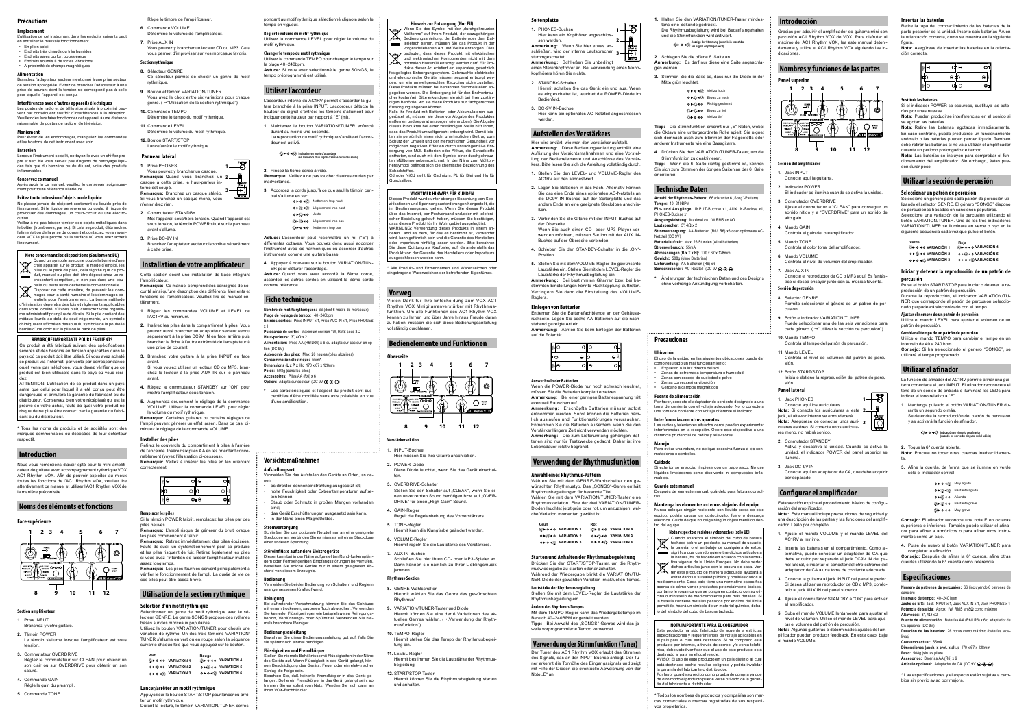## Précautions

### Emplacement

L'utilisation de cet instrument dans les endroits suivants peut en entraîner le mauvais fonctionnement.

- En plein soleil
- Endroits très chauds ou très humides
- Endroits sales ou fort poussiéreux
- Endroits soumis à de fortes vibrations
- A proximité de champs magnétiques

### Alimentation

Branchez l'adaptateur secteur mentionné à une prise secteur de tension appropriée. Evitez de brancher l'adaptateur à une prise de courant dont la tension ne correspond pas à celle pour laquelle l'appareil est conçu.

### Interférences avec d'autres appareils électriques

Les postes de radio et de télévision situés à proximité peuvent par conséquent souffrir d'interférences à la réception. Veuillez dès lors faire fonctionner cet appareil à une distance raisonnable de postes de radio et de télévision.

### Maniement

Pour éviter de les endommager, manipulez les commandes et les boutons de cet instrument avec soin.

### Entretien

Lorsque l'instrument se salit, nettoyez-le avec un chiffon propre et sec. Ne vous servez pas d'agents de nettoyage liquides tels que du benzène ou du diluant, voire des produits inflammables.

### Conservez ce manuel

Après avoir lu ce manuel, veuillez le conserver soigneusement pour toute référence ultérieure.

### Evitez toute intrusion d'objets ou de liquide

Ne placez jamais de récipient contenant du liquide près de l'instrument. Si le liquide se renverse ou coule, il risque de provoquer des dommages, un court-circuit ou une électrocution.

Veillez à ne pas laisser tomber des objets métalliques dans le boîtier (trombones, par ex.). Si cela se produit, débranchez l'alimentation de la prise de courant et contactez votre revendeur VOX le plus proche ou la surface où vous avez acheté l'instrument.

**Note concernant les dispositions (Seulement EU)**

Quand un symbole avec une poubelle barrée d'une croix apparait sur le produit, le mode d'emploi, les piles ou le pack de piles, cela signifie que ce produit, manuel ou piles doit être déposé chez un représentant compétent, et non pas dans une poubelle ou toute autre déchetterie conventionnelle. Disposer de cette manière, de prévenir les dommages pour la santé humaine et les dommages potentiels pour l'environnement. La bonne méthode d'élimination dépendra des lois et règlements applicables dans votre localité, s'il vous plaît, contactez votre organisme administratif pour plus de détails. Si la pile contient des métaux lourds au-delà du seuil réglementé, un symbole chimique est affiché en dessous du symbole de la poubelle barrée d'une croix sur la pile ou le pack de piles.

**REMARQUE IMPORTANTE POUR LES CLIENTS**

Ce produit a été fabriqué suivant des spécifications sévères et des besoins en tension applicables dans le pays où ce produit doit être utilisé. Si vous avez acheté ce produit via l'internet, par vente par correspondance ou/et vente par téléphone, vous devez vérifier que ce produit est bien utilisable dans le pays où vous résidez.

ATTENTION: L'utilisation de ce produit dans un pays autre que celui pour lequel il a été conçu peut être dangereuse et annulera la garantie du fabricant ou du distributeur. Conservez bien votre récépissé qui est la preuve de votre achat, faute de quoi votre produit ne risque de ne plus être couvert par la garantie du fabricant ou du distributeur.

* Tous les noms de produits et de sociétés sont des marques commerciales ou déposées de leur détenteur respectif.

## Introduction

Nous vous remercions d'avoir opté pour le mini amplificateur de guitare avec accompagnement rythmique VOX AC1 Rhythm VOX. Afin de pouvoir exploiter au mieux toutes les fonctions de l'AC1 Rhythm VOX, veuillez lire attentivement ce manuel et utiliser l'AC1 Rhythm VOX de la manière préconisée.

## Noms des éléments et fonctions

### Face supérieure

### Section amplificateur

1. **Prise INPUT**
   Branchez-y votre guitare.
2. **Témoin POWER**
   Le témoin s'allume lorsque l'amplificateur est sous tension.
3. **Commutateur OVERDRIVE**
   Réglez le commutateur sur CLEAN pour obtenir un son clair ou sur OVERDRIVE pour obtenir un son saturé.
4. **Commande GAIN**
   Règle le gain du préampli.
5. **Commande TONE**
   Règle le timbre de l'amplificateur.
6. **Commande VOLUME**
   Détermine le volume de l'amplificateur.
7. **Prise AUX IN**
   Vous pouvez y brancher un lecteur CD ou MP3. Cela vous permet d'improviser sur vos morceaux favoris.

### Section rythmique

8. **Sélecteur GENRE**
   Ce sélecteur permet de choisir un genre de motif rythmique.
9. **Bouton et témoin VARIATION/TUNER**
   Vous avez le choix entre six variations pour chaque genre. (→"Utilisation de la section rythmique")
10. **Commande TEMPO**
    Détermine le tempo du motif rythmique.
11. **Commande LEVEL**
    Détermine le volume du motif rythmique.
12. **Bouton START/STOP**
    Lance/arrête le motif rythmique.

### Panneau latéral

1. **Prise PHONES**
   Vous pouvez y brancher un casque.
   **Remarque:** Quand vous branchez un casque à cette prise, le haut-parleur interne est coupé.
   **Remarque:** Branchez un casque stéréo. Si vous branchez un casque mono, vous n'entendrez rien.
2. **Commutateur STANDBY**
   Met l'appareil sous/hors tension. Quand l'appareil est sous tension, le témoin POWER situé sur le panneau avant s'allume.
3. **Prise DC-9V IN**
   Branchez l'adaptateur secteur disponible séparément à cette prise.

## Installation de votre amplificateur

Cette section décrit une installation de base intégrant l'amplificateur.

**Remarque:** Ce manuel comprend des consignes de sécurité ainsi qu'une description des différents éléments et fonctions de l'amplificateur. Veuillez lire le manuel entièrement.

1. Réglez les commandes VOLUME et LEVEL de l'AC1RV au minimum.
2. Insérez les piles dans le compartiment à piles. Vous pouvez aussi brancher un adaptateur secteur vendu séparément à la prise DC9V IN en face arrière puis brancher la fiche à l'autre extrémité de l'adaptateur à une prise de courant.
3. Branchez votre guitare à la prise INPUT en face avant.
   Si vous voulez utiliser un lecteur CD ou MP3, branchez le lecteur à la prise AUX IN sur le panneau avant.
4. Réglez le commutateur STANDBY sur "ON" pour mettre l'amplificateur sous tension.
5. Augmentez doucement le réglage de la commande VOLUME. Utilisez la commande LEVEL pour régler le volume du motif rythmique.

**Remarque:** Certaines guitares ou certains réglages de l'ampli peuvent générer un effet larsen. Dans ce cas, diminuez le réglage de la commande VOLUME.

### Installer des piles

Retirez le couvercle du compartiment à piles à l'arrière de l'enceinte. Insérez six piles AA en les orientant convenablement (voyez l'illustration ci-dessous).

**Remarque:** Veillez à insérer les piles en les orientant correctement.

### Remplacer les piles

Si le témoin POWER faiblit, remplacez les piles par des piles neuves.

**Remarque:** L'ampli risque de générer du bruit lorsque les piles commencent à faiblir.

**Remarque:** Retirez immédiatement des piles épuisées. Faute de quoi, un dysfonctionnement peut se produire et les piles risquent de fuir. Retirez également les piles si vous avez l'intention de laisser l'amplificateur inutilisé assez longtemps.

**Remarque:** Les piles fournies servent principalement à vérifier le fonctionnement de l'ampli. La durée de vie de ces piles peut être assez brève.

## Utilisation de la section rythmique

### Sélection d'un motif rythmique

Sélectionnez un genre de motif rythmique avec le sélecteur GENRE. Le genre SONGS propose des rythmes basés sur des morceaux populaires.

Utilisez le bouton VARIATION/TUNER pour choisir une variation de rythme. Un des trois témoins VARIATION/TUNER s'allume en vert ou en rouge selon la séquence suivante chaque fois que vous appuyez sur le bouton.

| Vert | Rouge |
| --- | --- |
| VARIATION 1 | VARIATION 4 |
| VARIATION 2 | VARIATION 5 |
| VARIATION 3 | VARIATION 6 |

### Lancer/arrêter un motif rythmique

Appuyez sur le bouton START/STOP pour lancer ou arrêter un motif rythmique.

Durant la lecture, le témoin VARIATION/TUNER correspondant au motif rythmique sélectionné clignote selon le tempo en vigueur.

### Régler le volume du motif rythmique

Utilisez la commande LEVEL pour régler le volume du motif rythmique.

### Changer le tempo du motif rythmique

Utilisez la commande TEMPO pour changer le tempo sur la plage 40~240bpm.

**Astuce:** Si vous avez sélectionné le genre SONGS, le tempo préprogrammé est utilisé.

## Utiliser l'accordeur

L'accordeur interne du AC1RV permet d'accorder la guitare branchée à la prise INPUT. L'accordeur détecte la hauteur du signal d'entrée les témoins s'allument pour indiquer cette hauteur par rapport à "E" (mi).

1. Maintenez le bouton VARIATION/TUNER enfoncé durant au moins une seconde.
   La reproduction du motif rythmique s'arrête et l'accordeur est activé.
   Indication en mode d'accordage (en l'absence d'un signal d'entrée reconnaissable)
2. Pincez la 6ème corde à vide.
   **Remarque:** Veillez à ne pas toucher d'autres cordes par inadvertance.
3. Accordez la corde jusqu'à ce que seul le témoin central s'allume en vert.
   Nettement trop haut
   Légèrement trop haut
   Juste
   Légèrement trop bas
   Nettement trop bas

**Astuce:** L'accordeur peut reconnaître un mi ("E") à différentes octaves. Vous pouvez donc aussi accorder l'instrument avec les harmoniques ou accorder d'autres instruments comme une guitare basse.

4. Appuyez à nouveau sur le bouton VARIATION/TUNER pour clôturer l'accordage.

**Astuce:** Quand vous avez accordé la 6ème corde, accordez les autres cordes en utilisant la 6ème corde comme référence.

## Fiche technique

**Nombre de motifs rythmiques:** 66 (dont 6 motifs de morceaux)
**Plage de réglage du tempo:** 40~240bpm
**Entrées/sorties:** Prise INPUT x 1, Prise AUX IN x 1, Prise PHONES x 1
**Puissance de sortie:** Maximum environ 1W, RMS sous 8Ω
**Haut-parleurs:** 3", 4Ω x 2
**Alimentation:** Piles AA (R6/LR6) x 6 ou adaptateur secteur en option (DC 9V)
**Autonomie des piles:** Max. 26 heures (piles alcalines)
**Consommation électrique:** 55mA
**Dimensions (L x P x H):** 170 x 67 x 128mm
**Poids:** 508g (sans les piles)
**Accessoires:** Piles AA (R6) x 6
**Option:** Adaptateur secteur (DC 9V)

* Les caractéristiques et l'aspect du produit sont susceptibles d'être modifiés sans avis préalable en vue d'une amélioration.

## Vorsichtsmaßnahmen

### Aufstellungsort

Vermeiden Sie das Aufstellen des Geräts an Orten, an denen

- es direkter Sonneneinstrahlung ausgesetzt ist;
- hohe Feuchtigkeit oder Extremtemperaturen auftreten können;
- Staub oder Schmutz in großen Mengen vorhanden sind;
- das Gerät Erschütterungen ausgesetzt sein kann.
- in der Nähe eines Magnetfeldes.

### Stromversorgung

Schließen Sie das optionale Netzteil nur an eine geeignete Steckdose an. Verbinden Sie es niemals mit einer Steckdose einer anderen Spannung.

### Störeinflüsse auf andere Elektrogeräte

Dieser kann bei in der Nähe aufgestellten Rund-funkempfängern oder Fernsehgeräten Empfangsstörungen hervorrufen. Betreiben Sie solche Geräte nur in einem geeigneten Abstand von diesem Erzeugnis.

### Bedienung

Vermeiden Sie bei der Bedienung von Schaltern und Reglern unangemessenen Kraftaufwand.

### Reinigung

Bei auftretender Verschmutzung können Sie das Gehäuse mit einem trockenen, sauberen Tuch abwischen. Verwenden Sie keinerlei Flüssigreiniger wie beispielsweise Reinigungsbenzin, Verdünnungs- oder Spülmittel. Verwenden Sie niemals brennbare Reiniger.

### Bedienungsanleitung

Bewahren Sie diese Bedienungsanleitung gut auf, falls Sie sie später noch einmal benötigen.

### Flüssigkeiten und Fremdkörper

Stellen Sie niemals Behältnisse mit Flüssigkeiten in der Nähe des Geräts auf. Wenn Flüssigkeit in das Gerät gelangt, können Beschädigung des Geräts, Feuer oder ein elek-trischer Schlag die Folge sein.

Beachten Sie, daß keinerlei Fremdkörper in das Gerät gelangen. Sollte ein Fremdkörper in das Gerät gelangt sein, so trennen Sie es sofort vom Netz. Wenden Sie sich dann an Ihren VOX-Fachhändler.

**Hinweis zur Entsorgung (Nur EU)**

Wenn Sie das Symbol mit der „durchgekreuzten Mülltonne" auf Ihrem Produkt, der dazugehörigen Bedienungsanleitung, der Batterie oder dem Batteriefach sehen, müssen Sie das Produkt in der vorgeschriebenen Art und Weise entsorgen. Dies bedeutet, dass dieses Produkt mit elektrischen und elektronischen Komponenten nicht mit dem normalen Hausmüll entsorgt werden darf. Für Produkte dieser Art existiert ein separates, gesetzlich festgelegtes Entsorgungssystem. Gebrauchte elektrische und elektronische Geräte müssen separat entsorgt werden, um ein umweltgerechtes Recycling sicherzustellen. Diese Produkte müssen bei benannten Sammelstellen abgegeben werden. Die Entsorgung ist für den Endverbraucher kostenfrei! Bitte erkundigen sie sich bei ihrer zuständigen Behörde, wo sie diese Produkte zur fachgerechten Entsorgung abgeben können. Falls ihr Produkt mit Batterien oder Akkumulatoren ausgerüstet ist, müssen sie diese vor Abgabe des Produktes entfernen und separat entsorgen (siehe oben). Die Abgabe dieses Produktes bei einer zuständigen Stelle hilft ihnen, dass das Produkt umweltgerecht entsorgt wird. Damit leisten sie persönlich einen nicht unerheblichen Beitrag zum Schutz der Umwelt und der menschlichen Gesundheit vor möglichen negativen Effekten durch unsachgemäße Entsorgung von Müll. Batterien oder Akkus, die Schadstoffe enthalten, sind auch mit dem Symbol einer durchgekreuzten Mülltonne gekennzeichnet. In der Nähe zum Mülltonnensymbol befindet sich die chemische Bezeichnung des Schadstoffes.
Cd oder NiCd steht für Cadmium, Pb für Blei und Hg für Quecksilber.

**WICHTIGER HINWEIS FÜR KUNDEN**

Dieses Produkt wurde unter strenger Beachtung von Spezifikationen und Spannungsanforderungen hergestellt, die im Bestimmungsland gelten. Wenn Sie dieses Produkt über das Internet, per Postversand und/oder mit telefonischer Bestellung gekauft haben, müssen Sie bestätigen, dass dieses Produkt für Ihr Wohngebiet ausgelegt ist.

WARNUNG: Verwendung dieses Produkts in einem anderen Land als dem, für das es bestimmt ist, verwendet wird, kann gefährlich sein und die Garantie des Herstellers oder Importeurs hinfällig lassen werden. Bitte bewahren Sie diese Quittung als Kaufbeleg auf, da andernfalls das Produkt von der Garantie des Herstellers oder Importeurs ausgeschlossen werden kann.

* Alle Produkt- und Firmennamen sind Warenzeichen oder eingetragene Warenzeichen der betreffenden Eigentümer.

## Vorweg

Vielen Dank für Ihre Entscheidung zum VOX AC1 Rhythm VOX Minigitarrenverstärker mit Rhythmusfunktion. Um alle Funktionen des AC1 Rhythm VOX kennen zu lernen und über Jahre hinaus Freude daran zu haben, müssen Sie sich diese Bedienungsanleitung vollständig durchlesen.

## Bedienelemente und Funktionen

### Oberseite

### Verstärkersektion

1. **INPUT-Buchse**
   Hier müssen Sie Ihre Gitarre anschließen.
2. **POWER-Diode**
   Diese Diode leuchtet, wenn Sie das Gerät einschalten.
3. **OVERDRIVE-Schalter**
   Stellen Sie den Schalter auf „CLEAN", wenn Sie einen unverzerrten Sound benötigen bzw. auf „OVERDRIVE" für einen „High-Gain"-Sound.
4. **GAIN-Regler**
   Regelt die Pegelanhebung des Vorverstärkers.
5. **TONE-Regler**
   Hiermit kann die Klangfarbe geändert werden.
6. **VOLUME-Regler**
   Hiermit regeln Sie die Lautstärke des Verstärkers.
7. **AUX IN-Buchse**
   Schließen Sie hier Ihren CD- oder MP3-Spieler an. Dann können Sie nämlich zu Ihrer Lieblingsmusik jammen.

### Rhythmus-Sektion

8. **GENRE-Wahlschalter**
   Hiermit wählen Sie das Genre des gewünschten Rhythmus'.
9. **VARIATION/TUNER-Taster und Diode**
   Hiermit können Sie eine der 6 Variationen des aktuellen Genres wählen. (→„Verwendung der Rhythmusfunktion")
10. **TEMPO-Regler**
    Hiermit stellen Sie das Tempo der Rhythmusbegleitung ein.
11. **LEVEL-Regler**
    Hiermit bestimmen Sie die Lautstärke der Rhythmusbegleitung.
12. **START/STOP-Taster**
    Hiermit können Sie die Rhythmusbegleitung starten und anhalten.

### Seitenplatte

1. **PHONES-Buchse**
   Hier kann ein Kopfhörer angeschlossen werden.
   **Anmerkung:** Wenn Sie hier etwas anschließen, wird der interne Lautsprecher stummgeschaltet.
   **Anmerkung:** Schließen Sie unbedingt einen Stereokopfhörer an. Bei Verwendung eines Monokopfhörers hören Sie nichts.
2. **STANDBY-Schalter**
   Hiermit schalten Sie das Gerät ein und aus. Wenn es eingeschaltet ist, leuchtet die POWER-Diode im Bedienfeld.
3. **DC-9V IN-Buchse**
   Hier kann ein optionales AC-Netzteil angeschlossen werden.

## Aufstellen des Verstärkers

Hier wird erklärt, wie man den Verstärker aufstellt.

**Anmerkung:** Diese Bedienungsanleitung enthält eine Auflistung der Vorsichtsmaßnahmen und eine Vorstellung der Bedienelemente und Anschlüsse des Verstärkers. Bitte lesen Sie sich die Anleitung vollständig durch.

1. Stellen Sie den LEVEL- und VOLUME-Regler des AC1RV auf den Mindestwert.
2. Legen Sie Batterien in das Fach. Alternativ können Sie das eine Ende eines optionalen AC-Netzteils an die DC9V IN-Buchse auf der Seitenplatte und das andere Ende an eine geeignete Steckdose anschließen.
3. Verbinden Sie die Gitarre mit der INPUT-Buchse auf der Oberseite.
   Wenn Sie auch einen CD- oder MP3-Player verwenden möchten, müssen Sie ihn mit der AUX IN-Buchse auf der Oberseite verbinden.
4. Schieben Sie den STANDBY-Schalter in die „ON"-Position.
5. Stellen Sie mit dem VOLUME-Regler die gewünschte Lautstärke ein. Stellen Sie mit dem LEVEL-Regler die Lautstärke der Rhythmusbegleitung ein.

**Anmerkung:** Bei bestimmten Gitarren bzw. bei bestimmten Einstellungen könnte Rückkopplung auftreten. Verringern Sie dann die Einstellung des VOLUME-Reglers.

### Einlegen von Batterien

Entfernen Sie die Batteriefachblende an der Gehäuserückseite. Legen Sie sechs AA-Batterien auf die nachstehend gezeigte Art ein.

**Anmerkung:** Achten Sie beim Einlegen der Batterien auf die Polarität.

### Auswechseln der Batterien

Wenn die POWER-Diode nur noch schwach leuchtet, müssen Sie die Batterien komplett ersetzen.

**Anmerkung:** Bei einer geringen Batteriespannung tritt eventuell Rauschen auf.

**Anmerkung:** Erschöpfte Batterien müssen sofort entnommen werden. Sonst können die Batterien nämlich auslaufen und Funktionsstörungen verursachen. Entnehmen Sie die Batterien außerdem, wenn Sie den Verstärker längere Zeit nicht verwenden möchten.

**Anmerkung:** Die zum Lieferumfang gehörigen Batterien sind nur für Testzwecke gedacht. Daher ist ihre Lebensdauer relativ begrenzt.

## Verwendung der Rhythmusfunktion

### Anwahl eines Rhythmus-Pattern

Wählen Sie mit dem GENRE-Wahlschalter den gewünschten Rhythmustyp. Das „SONGS"-Genre enthält Rhythmusbegleitungen für bekannte Titel.

Wählen Sie mit dem VARIATION/TUNER-Taster eine Rhythmusvariation. Eine der drei VARIATION/TUNER-Dioden leuchtet jetzt grün oder rot, um anzuzeigen, welche Variation momentan gewählt ist.

| Grün | Rot |
| --- | --- |
| VARIATION 1 | VARIATION 4 |
| VARIATION 2 | VARIATION 5 |
| VARIATION 3 | VARIATION 6 |

### Starten und Anhalten der Rhythmusbegleitung

Drücken Sie den START/STOP-Taster, um die Rhythmuswiedergabe zu starten oder anzuhalten.

Während der Wiedergabe blinkt die VARIATION/TUNER-Diode der gewählten Variation im aktuellen Tempo.

### Lautstärke der Rhythmusbegleitung

Stellen Sie mit dem LEVEL-Regler die Lautstärke der Rhythmusbegleitung ein.

### Ändern des Rhythmus-Tempos

Mit dem TEMPO-Regler kann das Wiedergabetempo im Bereich 40~240BPM eingestellt werden.

**Tipp:** Bei Anwahl des „SONGS"-Genres wird jeweils das vorprogrammierte Tempo verwendet.

## Verwendung der Stimmfunktion (Tuner)

Der Tuner des AC1 Rhythm VOX erlaubt das Stimmen der Gitarre an der INPUT-Buchse. Die Tuner-Dioden informieren Sie über die Tonhöhe des Eingangssignals und zeigt mit Hilfe der Dioden die eventuelle Abweichung von der Note „E" an.

1. Halten Sie den VARIATION/TUNER-Taster mindestens eine Sekunde gedrückt.
   Die Rhythmusbegleitung wird bei Bedarf angehalten und die Stimmfunktion wird aktiviert.
   Anzeige der Stimmung (wenn kein brauchbares Signal empfangen wird)
2. Schlagen Sie die offene 6. Saite an.
   **Anmerkung:** Es darf nur diese eine Saite angeschlagen werden.
3. Stimmen Sie die Saite so, dass nur die Diode in der Mitte grün leuchtet.
   Viel zu hoch
   Etwas zu hoch
   Richtig gestimmt
   Etwas zu tief
   Viel zu tief

**Tipp:** Die Stimmfunktion erkennt nur „E"-Noten, wobei die Oktave eine untergeordnete Rolle spielt. Sie eignet sich demnach auch zum Stimmen der Flageoletts oder anderer Instrumente wie eine Bassgitarre.

4. Drücken Sie den VARIATION/TUNER-Taster, um die Stimmfunktion zu deaktivieren.

**Tipp:** Wenn die 6. Saite richtig gestimmt ist, können Sie sich zum Stimmen der übrigen Saiten an der 6. Saite orientieren.

## Technische Daten

**Anzahl der Rhythmus-Pattern:** 66 (darunter 6 „Song"-Pattern)
**Tempo:** 40~240BPM
**Ein- und Ausgänge:** INPUT-Buchse x1, AUX IN-Buchse x1, PHONES-Buchse x1
**Ausgangsleistung:** Maximal ca. 1W RMS an 8Ω
**Lautsprecher:** 3", 4Ω x 2
**Stromversorgung:** AA-Batterien (R6/LR6) x6 oder optionales AC-Netzteil (DC 9V)
**Batterielaufzeit:** Max. 26 Stunden (Alkalibatterien)
**Stromverbrauch:** 55mA
**Abmessungen (B x T x H):** 170 x 67 x 128mm
**Gewicht:** 508g (ohne Batterien)
**Lieferumfang:** AA-Batterien (R6) x 6
**Sonderzubehör:** AC-Netzteil (DC 9V)

* Änderungen der technischen Daten und des Designs ohne vorherige Ankündigung vorbehalten.

## Precauciones

### Ubicación

El uso de la unidad en las siguientes ubicaciones puede dar como resultado un mal funcionamiento:

- Expuesto a la luz directa del sol
- Zonas de extremada temperatura o humedad
- Zonas con exceso de suciedad o polvo
- Zonas con excesiva vibración
- Cercano a campos magnéticos

### Fuente de alimentación

Por favor, conecte el adaptador de corriente designado a una toma de corriente con el voltaje adecuado. No lo conecte a una toma de corriente con voltaje diferente al indicado.

### Interferencias con otros aparatos

Las radios y televisores situados cerca pueden experimentar interferencias en la recepción. Opere este dispositivo a una distancia prudencial de radios y televisores

### Manejo

Para evitar una rotura, no aplique excesiva fuerza a los conmutadores o controles.

### Cuidado

Si exterior se ensucia, límpiese con un trapo seco. No use líquidos limpiadores como disolvente, ni compuestos inflamables.

### Guarde este manual

Después de leer este manual, guárdelo para futuras consultas.

### Mantenga los elementos externos alejados del equipo

Nunca coloque ningún recipiente con líquido cerca de este equipo, podría causar un cortocircuito, fuero o descarga eléctrica. Cuide de que no caiga ningún objeto metálico dentro del equipo.

**Nota respecto a residuos y deshechos (solo UE)**

Cuando aparezca el símbolo del cubo de basura tachado sobre un producto, su manual de usuario, la batería, o el embalaje de cualquiera de éstos, significa que cuando quiere tire dichos artículos a la basura, ha de hacerlo en acuerdo con la normativa vigente de la Unión Europea. No debe verter dichos artículos junto con la basura de casa. Verter este producto de manera adecuada ayudará a evitar daños a su salud pública y posibles daños al medioambiente. Cada país tiene una normativa específica acerca de cómo verter productos potencialmente tóxicos, por tanto le rogamos que se ponga en contacto con su oficina o ministerio de medioambiente para más detalles. Si la batería contiene metales pesados por encima del límite permitido, habrá un símbolo de un material químico, debajo del símbolo del cubo de basura tachado.

**NOTA IMPORTANTE PARA EL CONSUMIDOR**

Este producto ha sido fabricado de acuerdo a estrictas especificaciones y requerimientos de voltaje aplicables en el país para el cual está destinado. Si ha comprado este producto por internet, a través de correo, y/o venta telefónica, debe usted verificar que el uso de este producto está destinado al país en el cual reside.

AVISO: El uso de este producto en un país distinto al cual está destinado podría resultar peligroso y podría invalidar la garantía del fabricante o distribuidor.

Por favor guarde su recibo como prueba de compra ya que de otro modo el producto puede verse privado de la garantía del fabricante o distribuidor.

* Todos los nombres de productos y compañías son marcas comerciales o marcas registradas de sus respectivos propietarios.

## Introducción

Gracias por adquirir el amplificador de guitarra mini con percusión AC1 Rhythm VOX de VOX. Para disfrutar al máximo del AC1 Rhythm VOX, lea este manual detenidamente y utilice el AC1 Rhythm VOX siguiendo las indicaciones.

## Nombres y funciones de las partes

### Panel superior

### Sección del amplificador

1. **Jack INPUT**
   Conecte aquí la guitarra.
2. **Indicador POWER**
   El indicador se ilumina cuando se activa la unidad.
3. **Conmutador OVERDRIVE**
   Ajuste el conmutador a "CLEAN" para conseguir un sonido nítido y a "OVERDRIVE" para un sonido de alto gain.
4. **Mando GAIN**
   Controla el gain del preamplificador.
5. **Mando TONE**
   Controla el color tonal del amplificador.
6. **Mando VOLUME**
   Controla el nivel de volumen del amplificador.
7. **Jack AUX IN**
   Conecte el reproductor de CD o MP3 aquí. Es fantástico si desea ensayar junto con su música favorita.

### Sección de percusión

8. **Selector GENRE**
   Permite seleccionar el género de un patrón de percusión.
9. **Botón e indicador VARIATION/TUNER**
   Puede seleccionar una de las seis variaciones para cada género. ( →"Utilizar la sección de percusión")
10. **Mando TEMPO**
    Controla el tempo del patrón de percusión.
11. **Mando LEVEL**
    Controla el nivel de volumen del patrón de percusión.
12. **Botón START/STOP**
    Inicia o detiene la reproducción del patrón de percusión.

### Panel lateral

1. **Jack PHONES**
   Conecte aquí los auriculares.
   **Nota:** Si conecta los auriculares a este jack, el altavoz interno se enmudecerá.
   **Nota:** Asegúrese de conectar unos auriculares estéreo. Si conecta unos auriculares mono, no habrá sonido.
2. **Conmutador STANDBY**
   Activa y desactiva la unidad. Cuando se activa la unidad, el indicador POWER del panel superior se ilumina.
3. **Jack DC-9V IN**
   Conecte aquí un adaptador de CA, que debe adquirir por separado.

## Configurar el amplificador

Esta sección explica el procedimiento básico de configuración del amplificador.

**Nota:** Este manual incluye precauciones de seguridad y una descripción de las partes y las funciones del amplificador. Léalo por completo.

1. Ajuste el mando VOLUME y el mando LEVEL del AC1RV al mínimo.
2. Inserte las baterías en el compartimento. Como alternativa, puede conectar un adaptador de CA que debe adquirir por separado al jack DC9V IN del panel lateral, e insertar el conector del otro extremo del adaptador de CA a una toma de corriente adecuada.
3. Conecte la guitarra al jack INPUT del panel superior.
   Si desea utilizar un reproductor de CD o MP3, conéctelo al jack AUX IN del panel superior.
4. Ajuste el conmutador STANDBY a "ON" para activar el amplificador.
5. Suba el mando VOLUME lentamente para ajustar el nivel de volumen. Utilice el mando LEVEL para ajustar el volumen del patrón de percusión.

**Nota:** Algunas guitarras o determinados ajustes del amplificador pueden producir feedback. En este caso, baje el mando VOLUME.

### Insertar las baterías

Retire la tapa del compartimento de las baterías de la parte posterior de la unidad. Inserte seis baterías AA en la orientación correcta, como se muestra en la siguiente figura.

**Nota:** Asegúrese de insertar las baterías en la orientación correcta.

### Sustituir las baterías

Si el indicador POWER se oscurece, sustituya las baterías por unas nuevas.

**Nota:** Pueden producirse interferencias en el sonido si se agotan las baterías.

**Nota:** Retire las baterías agotadas inmediatamente. En caso contrario, puede producirse un funcionamiento anómalo o las baterías pueden perder líquido. También debe retirar las baterías si no va a utilizar el amplificador durante un período prolongado de tiempo.

**Nota:** Las baterías se incluyen para comprobar el funcionamiento del amplificador. Por ello, éstas pueden durar poco.

## Utilizar la sección de percusión

### Seleccionar un patrón de percusión

Seleccione un género para cada patrón de percusión utilizando el selector GENRE. El género "SONGS" dispone de percusiones basadas en canciones populares.

Seleccione una variación de la percusión utilizando el botón VARIATION/TUNER. Uno de los tres indicadores VARIATION/TUNER se iluminará en verde o rojo en la siguiente secuencia cada vez que pulse el botón.

| Verde | Rojo |
| --- | --- |
| VARIACIÓN 1 | VARIACIÓN 4 |
| VARIACIÓN 2 | VARIACIÓN 5 |
| VARIACIÓN 3 | VARIACIÓN 6 |

### Iniciar y detener la reproducción de un patrón de percusión

Pulse el botón START/STOP para iniciar o detener la reproducción de un patrón de percusión.

Durante la reproducción, el indicador VARIATION/TUNER que corresponde al patrón de percusión seleccionado parpadeará sincronizado con el tempo.

### Ajustar el nivel de un patrón de percusión

Utilice el mando LEVEL para ajustar el volumen de un patrón de percusión.

### Cambiar el tempo de un patrón de percusión

Utilice el mando TEMPO para cambiar el tempo en un intervalo de 40 a 240 bpm.

**Consejo:** Si ha seleccionado el género "SONGS", se utilizará el tempo programado.

## Utilizar el afinador

La función de afinador del AC1RV permite afinar una guitarra conectada al jack INPUT. El afinador reconocerá el tono de un sonido de entrada e iluminará los LEDs para indicar el tono relativo a "E".

1. Mantenga pulsado el botón VARIATION/TUNER durante un segundo o más.
   Se detendrá la reproducción del patrón de percusión y se activará la función de afinador.
   Indicación en el modo de afinador (cuando no se recibe ninguna señal válida)
2. Toque la 6ª cuerda abierta.
   **Nota:** Procure no tocar otras cuerdas inadvertidamente.
3. Afine la cuerda, de forma que se ilumine en verde sólo el indicador central.
   Muy aguda
   Bastante aguda
   Afinada
   Bastante grave
   Muy grave

**Consejo:** El afinador reconoce una nota E en octavas superiores o inferiores. También puede utilizar el afinador para afinar a armónicos o para afinar otros instrumentos como un bajo.

4. Pulse de nuevo el botón VARIATION/TUNER para completar la afinación.

**Consejo:** Después de afinar la 6ª cuerda, afine otras cuerdas utilizando la 6ª cuerda como referencia.

## Especificaciones

**Número de patrones de percusión:** 66 (incluyendo 6 patrones de canción)
**Intervalo de tempo:** 40~240 bpm
**Jacks de E/S:** Jack INPUT x 1, Jack AUX IN x 1, Jack PHONES x 1
**Potencia de salida:** Aprox. 1W, RMS en 8Ω como máximo
**Altavoces:** 3", 4Ω x 2
**Fuente de alimentación:** Baterías AA (R6/LR6) x 6 o adaptador de CA opcional (DC 9V)
**Duración de las baterías:** 26 horas como máximo (baterías alcalinas)
**Consumo actual:** 55mA
**Dimensiones (anch. x prof. x alt.):** 170 x 67 x 128mm
**Peso:** 508g (sin las pilas)
**Accesorios:** Baterías AA (R6) x 6
**Artículo opcional:** Adaptador de CA (DC 9V)

* Las especificaciones y el aspecto están sujetas a cambios sin previo aviso por mejora.